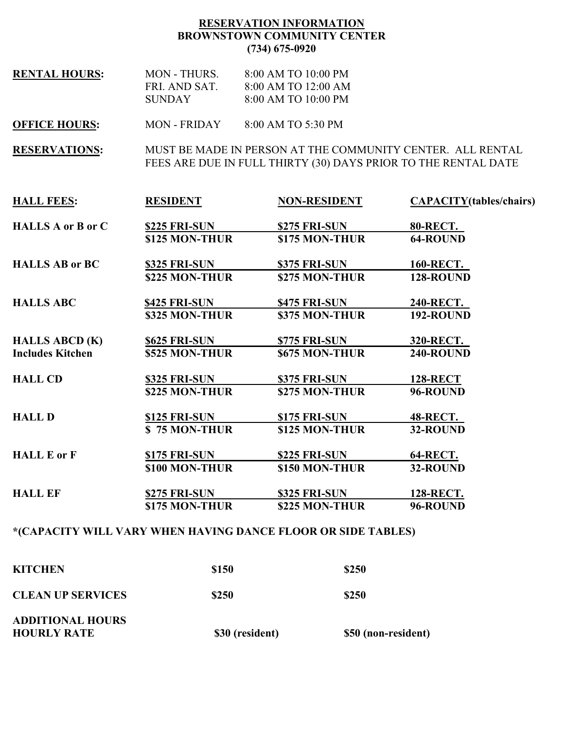# RESERVATION INFORMATION
## BROWNSTOWN COMMUNITY CENTER
### (734) 675-0920

**RENTAL HOURS:**

| | |
|---|---|
| MON - THURS. | 8:00 AM TO 10:00 PM |
| FRI. AND SAT. | 8:00 AM TO 12:00 AM |
| SUNDAY | 8:00 AM TO 10:00 PM |

**OFFICE HOURS:** MON - FRIDAY 8:00 AM TO 5:30 PM

**RESERVATIONS:** MUST BE MADE IN PERSON AT THE COMMUNITY CENTER. ALL RENTAL FEES ARE DUE IN FULL THIRTY (30) DAYS PRIOR TO THE RENTAL DATE

| HALL FEES: | RESIDENT | NON-RESIDENT | CAPACITY(tables/chairs) |
|---|---|---|---|
| **HALLS A or B or C** | **$225 FRI-SUN** | **$275 FRI-SUN** | **80-RECT.** |
| | **$125 MON-THUR** | **$175 MON-THUR** | **64-ROUND** |
| **HALLS AB or BC** | **$325 FRI-SUN** | **$375 FRI-SUN** | **160-RECT.** |
| | **$225 MON-THUR** | **$275 MON-THUR** | **128-ROUND** |
| **HALLS ABC** | **$425 FRI-SUN** | **$475 FRI-SUN** | **240-RECT.** |
| | **$325 MON-THUR** | **$375 MON-THUR** | **192-ROUND** |
| **HALLS ABCD (K)** | **$625 FRI-SUN** | **$775 FRI-SUN** | **320-RECT.** |
| **Includes Kitchen** | **$525 MON-THUR** | **$675 MON-THUR** | **240-ROUND** |
| **HALL CD** | **$325 FRI-SUN** | **$375 FRI-SUN** | **128-RECT** |
| | **$225 MON-THUR** | **$275 MON-THUR** | **96-ROUND** |
| **HALL D** | **$125 FRI-SUN** | **$175 FRI-SUN** | **48-RECT.** |
| | **$ 75 MON-THUR** | **$125 MON-THUR** | **32-ROUND** |
| **HALL E or F** | **$175 FRI-SUN** | **$225 FRI-SUN** | **64-RECT.** |
| | **$100 MON-THUR** | **$150 MON-THUR** | **32-ROUND** |
| **HALL EF** | **$275 FRI-SUN** | **$325 FRI-SUN** | **128-RECT.** |
| | **$175 MON-THUR** | **$225 MON-THUR** | **96-ROUND** |

**\*(CAPACITY WILL VARY WHEN HAVING DANCE FLOOR OR SIDE TABLES)**

| | | |
|---|---|---|
| **KITCHEN** | **$150** | **$250** |
| **CLEAN UP SERVICES** | **$250** | **$250** |
| **ADDITIONAL HOURS HOURLY RATE** | **$30 (resident)** | **$50 (non-resident)** |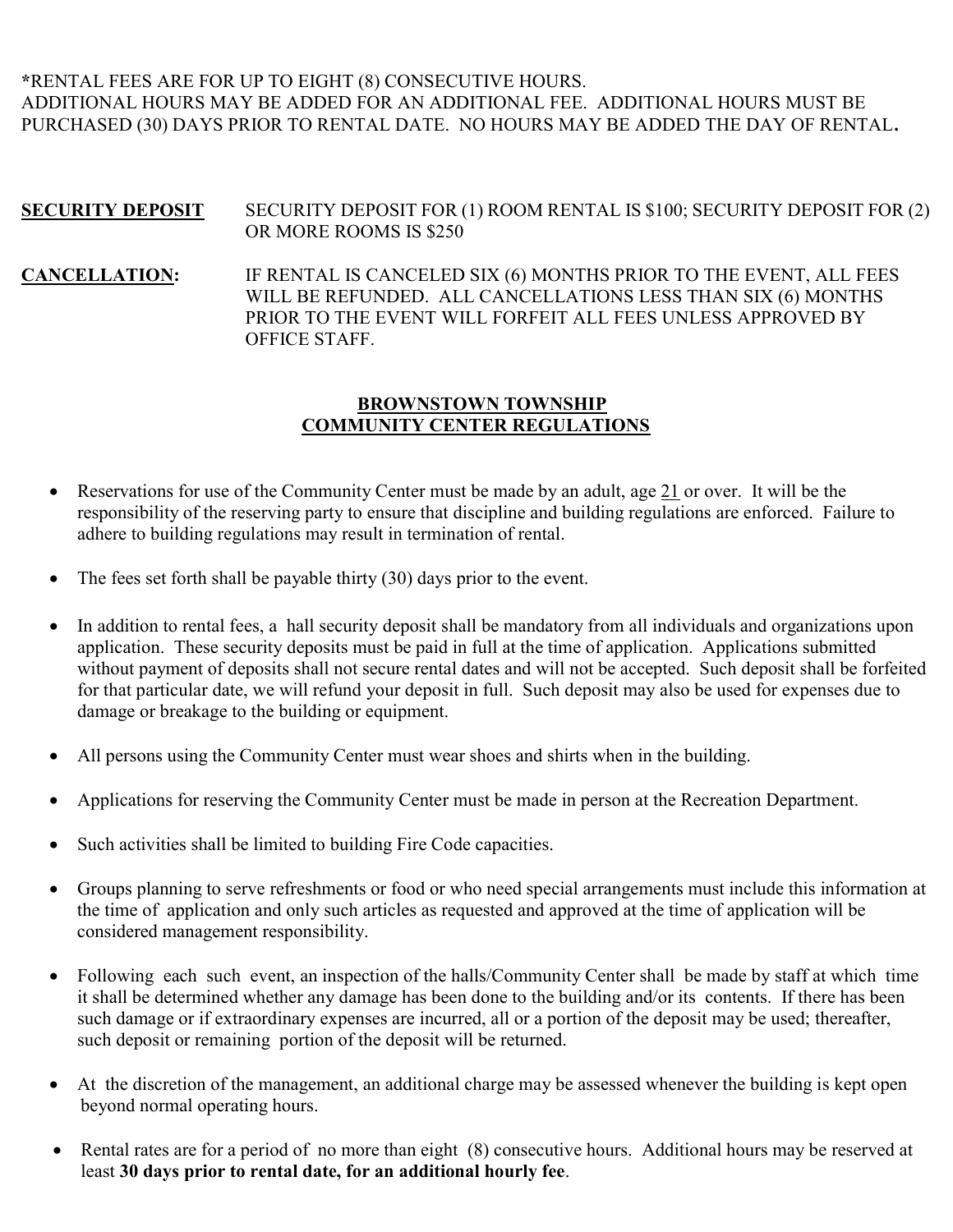***RENTAL FEES ARE FOR UP TO EIGHT (8) CONSECUTIVE HOURS.**
ADDITIONAL HOURS MAY BE ADDED FOR AN ADDITIONAL FEE. ADDITIONAL HOURS MUST BE PURCHASED (30) DAYS PRIOR TO RENTAL DATE. NO HOURS MAY BE ADDED THE DAY OF RENTAL**.**

**SECURITY DEPOSIT** SECURITY DEPOSIT FOR (1) ROOM RENTAL IS $100; SECURITY DEPOSIT FOR (2) OR MORE ROOMS IS $250

**CANCELLATION:** IF RENTAL IS CANCELED SIX (6) MONTHS PRIOR TO THE EVENT, ALL FEES WILL BE REFUNDED. ALL CANCELLATIONS LESS THAN SIX (6) MONTHS PRIOR TO THE EVENT WILL FORFEIT ALL FEES UNLESS APPROVED BY OFFICE STAFF.

## BROWNSTOWN TOWNSHIP COMMUNITY CENTER REGULATIONS

- Reservations for use of the Community Center must be made by an adult, age 21 or over. It will be the responsibility of the reserving party to ensure that discipline and building regulations are enforced. Failure to adhere to building regulations may result in termination of rental.

- The fees set forth shall be payable thirty (30) days prior to the event.

- In addition to rental fees, a hall security deposit shall be mandatory from all individuals and organizations upon application. These security deposits must be paid in full at the time of application. Applications submitted without payment of deposits shall not secure rental dates and will not be accepted. Such deposit shall be forfeited for that particular date, we will refund your deposit in full. Such deposit may also be used for expenses due to damage or breakage to the building or equipment.

- All persons using the Community Center must wear shoes and shirts when in the building.

- Applications for reserving the Community Center must be made in person at the Recreation Department.

- Such activities shall be limited to building Fire Code capacities.

- Groups planning to serve refreshments or food or who need special arrangements must include this information at the time of application and only such articles as requested and approved at the time of application will be considered management responsibility.

- Following each such event, an inspection of the halls/Community Center shall be made by staff at which time it shall be determined whether any damage has been done to the building and/or its contents. If there has been such damage or if extraordinary expenses are incurred, all or a portion of the deposit may be used; thereafter, such deposit or remaining portion of the deposit will be returned.

- At the discretion of the management, an additional charge may be assessed whenever the building is kept open beyond normal operating hours.

- Rental rates are for a period of no more than eight (8) consecutive hours. Additional hours may be reserved at least **30 days prior to rental date, for an additional hourly fee**.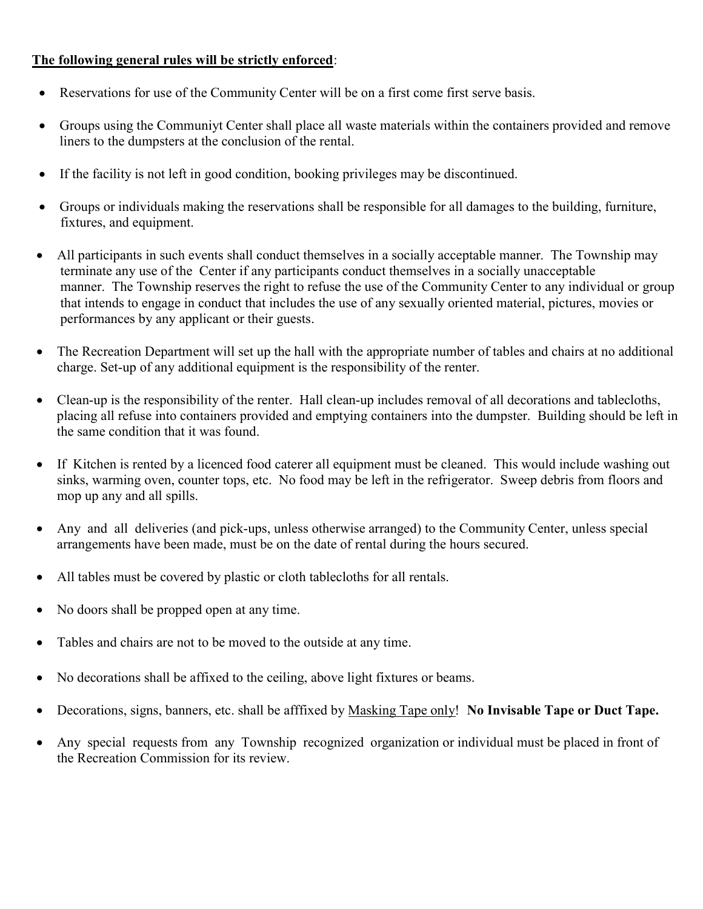<u>**The following general rules will be strictly enforced**</u>:

- Reservations for use of the Community Center will be on a first come first serve basis.
- Groups using the Communiyt Center shall place all waste materials within the containers provided and remove liners to the dumpsters at the conclusion of the rental.
- If the facility is not left in good condition, booking privileges may be discontinued.
- Groups or individuals making the reservations shall be responsible for all damages to the building, furniture, fixtures, and equipment.
- All participants in such events shall conduct themselves in a socially acceptable manner. The Township may terminate any use of the Center if any participants conduct themselves in a socially unacceptable manner. The Township reserves the right to refuse the use of the Community Center to any individual or group that intends to engage in conduct that includes the use of any sexually oriented material, pictures, movies or performances by any applicant or their guests.
- The Recreation Department will set up the hall with the appropriate number of tables and chairs at no additional charge. Set-up of any additional equipment is the responsibility of the renter.
- Clean-up is the responsibility of the renter. Hall clean-up includes removal of all decorations and tablecloths, placing all refuse into containers provided and emptying containers into the dumpster. Building should be left in the same condition that it was found.
- If Kitchen is rented by a licenced food caterer all equipment must be cleaned. This would include washing out sinks, warming oven, counter tops, etc. No food may be left in the refrigerator. Sweep debris from floors and mop up any and all spills.
- Any and all deliveries (and pick-ups, unless otherwise arranged) to the Community Center, unless special arrangements have been made, must be on the date of rental during the hours secured.
- All tables must be covered by plastic or cloth tablecloths for all rentals.
- No doors shall be propped open at any time.
- Tables and chairs are not to be moved to the outside at any time.
- No decorations shall be affixed to the ceiling, above light fixtures or beams.
- Decorations, signs, banners, etc. shall be afffixed by <u>Masking Tape only</u>! **No Invisable Tape or Duct Tape.**
- Any special requests from any Township recognized organization or individual must be placed in front of the Recreation Commission for its review.